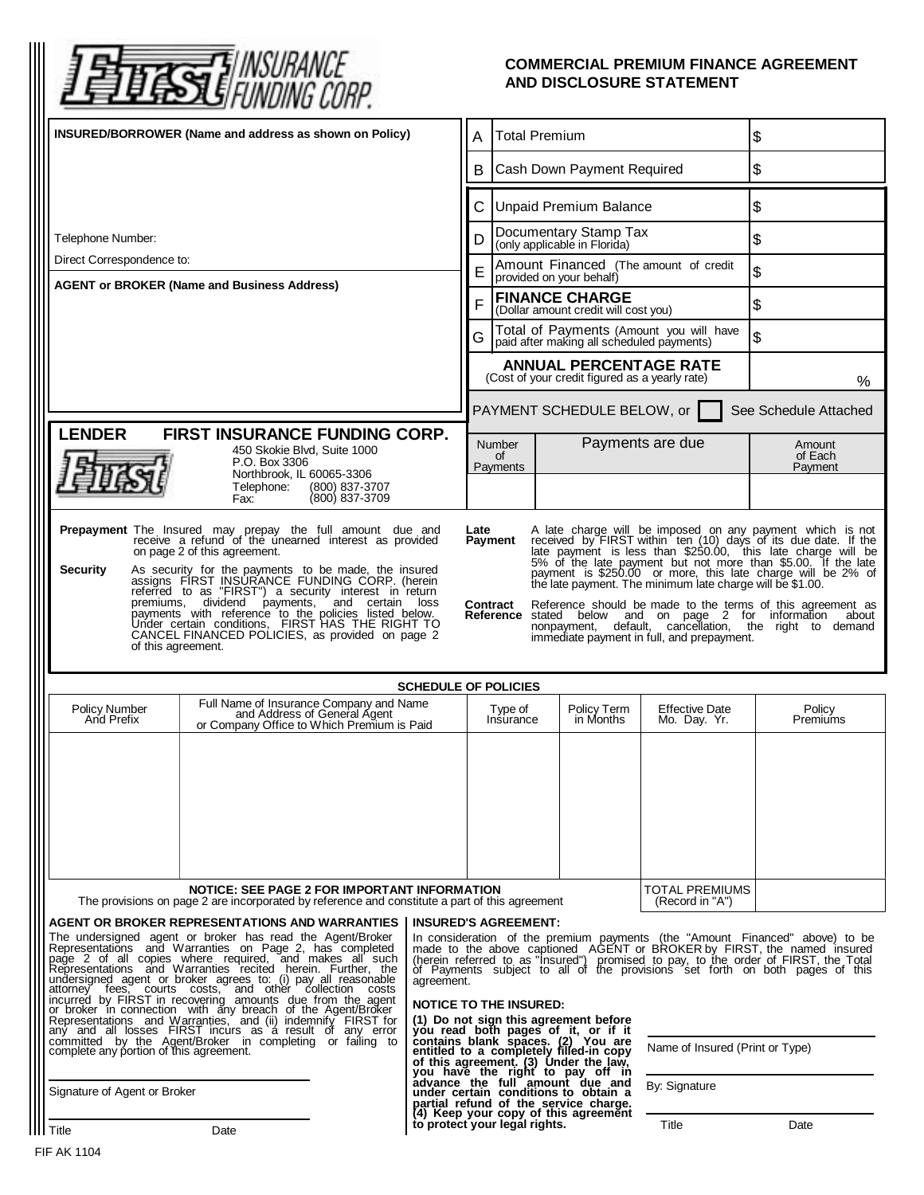**First INSURANCE FUNDING CORP.**

# COMMERCIAL PREMIUM FINANCE AGREEMENT AND DISCLOSURE STATEMENT

**INSURED/BORROWER (Name and address as shown on Policy)**

Telephone Number:

Direct Correspondence to:

**AGENT or BROKER (Name and Business Address)**

| | | |
|---|---|---|
| A | Total Premium | $ |
| B | Cash Down Payment Required | $ |
| C | Unpaid Premium Balance | $ |
| D | Documentary Stamp Tax (only applicable in Florida) | $ |
| E | Amount Financed (The amount of credit provided on your behalf) | $ |
| F | **FINANCE CHARGE** (Dollar amount credit will cost you) | $ |
| G | Total of Payments (Amount you will have paid after making all scheduled payments) | $ |
| | **ANNUAL PERCENTAGE RATE** (Cost of your credit figured as a yearly rate) | % |

PAYMENT SCHEDULE BELOW, or ☐ See Schedule Attached

| Number of Payments | Payments are due | Amount of Each Payment |
|---|---|---|
| | | |

**LENDER FIRST INSURANCE FUNDING CORP.**
450 Skokie Blvd, Suite 1000
P.O. Box 3306
Northbrook, IL 60065-3306
Telephone: (800) 837-3707
Fax: (800) 837-3709

**Prepayment** The Insured may prepay the full amount due and receive a refund of the unearned interest as provided on page 2 of this agreement.

**Security** As security for the payments to be made, the insured assigns FIRST INSURANCE FUNDING CORP. (herein referred to as "FIRST") a security interest in return premiums, dividend payments, and certain loss payments with reference to the policies listed below. Under certain conditions, FIRST HAS THE RIGHT TO CANCEL FINANCED POLICIES, as provided on page 2 of this agreement.

**Late Payment** A late charge will be imposed on any payment which is not received by FIRST within ten (10) days of its due date. If the late payment is less than $250.00, this late charge will be 5% of the late payment but not more than $5.00. If the late payment is $250.00 or more, this late charge will be 2% of the late payment. The minimum late charge will be $1.00.

**Contract Reference** Reference should be made to the terms of this agreement as stated below and on page 2 for information about nonpayment, default, cancellation, the right to demand immediate payment in full, and prepayment.

**SCHEDULE OF POLICIES**

| Policy Number And Prefix | Full Name of Insurance Company and Name and Address of General Agent or Company Office to Which Premium is Paid | Type of Insurance | Policy Term in Months | Effective Date Mo. Day. Yr. | Policy Premiums |
|---|---|---|---|---|---|
| | | | | | |
| | | | | TOTAL PREMIUMS (Record in "A") | |

**NOTICE: SEE PAGE 2 FOR IMPORTANT INFORMATION**
The provisions on page 2 are incorporated by reference and constitute a part of this agreement

**AGENT OR BROKER REPRESENTATIONS AND WARRANTIES**

The undersigned agent or broker has read the Agent/Broker Representations and Warranties on Page 2, has completed page 2 of all copies where required, and makes all such Representations and Warranties recited herein. Further, the undersigned agent or broker agrees to: (i) pay all reasonable attorney fees, courts costs, and other collection costs incurred by FIRST in recovering amounts due from the agent or broker in connection with any breach of the Agent/Broker Representations and Warranties, and (ii) indemnify FIRST for any and all losses FIRST incurs as a result of any error committed by the Agent/Broker in completing or failing to complete any portion of this agreement.

Signature of Agent or Broker

Title Date

**INSURED'S AGREEMENT:**

In consideration of the premium payments (the "Amount Financed" above) to be made to the above captioned AGENT or BROKER by FIRST, the named insured (herein referred to as "Insured") promised to pay, to the order of FIRST, the Total of Payments subject to all of the provisions set forth on both pages of this agreement.

**NOTICE TO THE INSURED:**

**(1) Do not sign this agreement before you read both pages of it, or if it contains blank spaces. (2) You are entitled to a completely filled-in copy of this agreement. (3) Under the law, you have the right to pay off in advance the full amount due and under certain conditions to obtain a partial refund of the service charge. (4) Keep your copy of this agreement to protect your legal rights.**

Name of Insured (Print or Type)

By: Signature

Title Date

FIF AK 1104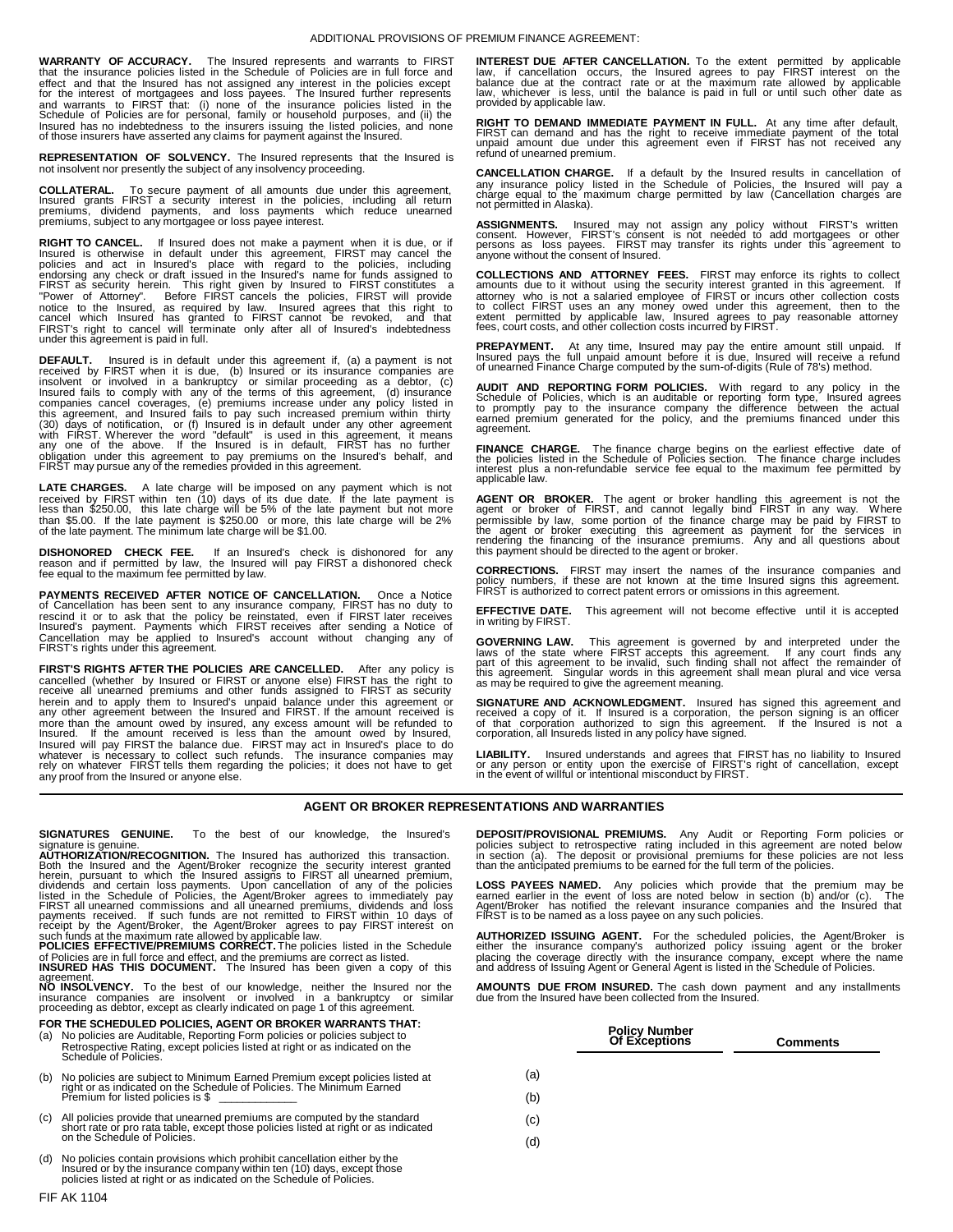ADDITIONAL PROVISIONS OF PREMIUM FINANCE AGREEMENT:

**WARRANTY OF ACCURACY.** The Insured represents and warrants to FIRST that the insurance policies listed in the Schedule of Policies are in full force and effect and that the Insured has not assigned any interest in the policies except for the interest of mortgagees and loss payees. The Insured further represents and warrants to FIRST that: (i) none of the insurance policies listed in the Schedule of Policies are for personal, family or household purposes, and (ii) the Insured has no indebtedness to the insurers issuing the listed policies, and none of those insurers have asserted any claims for payment against the Insured.

**REPRESENTATION OF SOLVENCY.** The Insured represents that the Insured is not insolvent nor presently the subject of any insolvency proceeding.

**COLLATERAL.** To secure payment of all amounts due under this agreement, Insured grants FIRST a security interest in the policies, including all return premiums, dividend payments, and loss payments which reduce unearned premiums, subject to any mortgagee or loss payee interest.

**RIGHT TO CANCEL.** If Insured does not make a payment when it is due, or if Insured is otherwise in default under this agreement, FIRST may cancel the policies and act in Insured's place with regard to the policies, including endorsing any check or draft issued in the Insured's name for funds assigned to FIRST as security herein. This right given by Insured to FIRST constitutes a "Power of Attorney". Before FIRST cancels the policies, FIRST will provide notice to the Insured, as required by law. Insured agrees that this right to cancel which Insured has granted to FIRST cannot be revoked, and that FIRST's right to cancel will terminate only after all of Insured's indebtedness under this agreement is paid in full.

**DEFAULT.** Insured is in default under this agreement if, (a) a payment is not received by FIRST when it is due, (b) Insured or its insurance companies are insolvent or involved in a bankruptcy or similar proceeding as a debtor, (c) Insured fails to comply with any of the terms of this agreement, (d) insurance companies cancel coverages, (e) premiums increase under any policy listed in this agreement, and Insured fails to pay such increased premium within thirty (30) days of notification, or (f) Insured is in default under any other agreement with FIRST. Wherever the word "default" is used in this agreement, it means any one of the above. If the Insured is in default, FIRST has no further obligation under this agreement to pay premiums on the Insured's behalf, and FIRST may pursue any of the remedies provided in this agreement.

**LATE CHARGES.** A late charge will be imposed on any payment which is not received by FIRST within ten (10) days of its due date. If the late payment is less than $250.00, this late charge will be 5% of the late payment but not more than $5.00. If the late payment is $250.00 or more, this late charge will be 2% of the late payment. The minimum late charge will be $1.00.

**DISHONORED CHECK FEE.** If an Insured's check is dishonored for any reason and if permitted by law, the Insured will pay FIRST a dishonored check fee equal to the maximum fee permitted by law.

**PAYMENTS RECEIVED AFTER NOTICE OF CANCELLATION.** Once a Notice of Cancellation has been sent to any insurance company, FIRST has no duty to rescind it or to ask that the policy be reinstated, even if FIRST later receives Insured's payment. Payments which FIRST receives after sending a Notice of Cancellation may be applied to Insured's account without changing any of FIRST's rights under this agreement.

**FIRST'S RIGHTS AFTER THE POLICIES ARE CANCELLED.** After any policy is cancelled (whether by Insured or FIRST or anyone else) FIRST has the right to receive all unearned premiums and other funds assigned to FIRST as security herein and to apply them to Insured's unpaid balance under this agreement or any other agreement between the Insured and FIRST. If the amount received is more than the amount owed by insured, any excess amount will be refunded to Insured. If the amount received is less than the amount owed by Insured, Insured will pay FIRST the balance due. FIRST may act in Insured's place to do whatever is necessary to collect such refunds. The insurance companies may rely on whatever FIRST tells them regarding the policies; it does not have to get any proof from the Insured or anyone else.

**INTEREST DUE AFTER CANCELLATION.** To the extent permitted by applicable law, if cancellation occurs, the Insured agrees to pay FIRST interest on the balance due at the contract rate or at the maximum rate allowed by applicable law, whichever is less, until the balance is paid in full or until such other date as provided by applicable law.

**RIGHT TO DEMAND IMMEDIATE PAYMENT IN FULL.** At any time after default, FIRST can demand and has the right to receive immediate payment of the total unpaid amount due under this agreement even if FIRST has not received any refund of unearned premium.

**CANCELLATION CHARGE.** If a default by the Insured results in cancellation of any insurance policy listed in the Schedule of Policies, the Insured will pay a charge equal to the maximum charge permitted by law (Cancellation charges are not permitted in Alaska).

**ASSIGNMENTS.** Insured may not assign any policy without FIRST's written consent. However, FIRST's consent is not needed to add mortgagees or other persons as loss payees. FIRST may transfer its rights under this agreement to anyone without the consent of Insured.

**COLLECTIONS AND ATTORNEY FEES.** FIRST may enforce its rights to collect amounts due to it without using the security interest granted in this agreement. If attorney who is not a salaried employee of FIRST or incurs other collection costs to collect FIRST uses an any money owed under this agreement, then to the extent permitted by applicable law, Insured agrees to pay reasonable attorney fees, court costs, and other collection costs incurred by FIRST.

**PREPAYMENT.** At any time, Insured may pay the entire amount still unpaid. If Insured pays the full unpaid amount before it is due, Insured will receive a refund of unearned Finance Charge computed by the sum-of-digits (Rule of 78's) method.

**AUDIT AND REPORTING FORM POLICIES.** With regard to any policy in the Schedule of Policies, which is an auditable or reporting form type, Insured agrees to promptly pay to the insurance company the difference between the actual earned premium generated for the policy, and the premiums financed under this agreement.

**FINANCE CHARGE.** The finance charge begins on the earliest effective date of the policies listed in the Schedule of Policies section. The finance charge includes interest plus a non-refundable service fee equal to the maximum fee permitted by applicable law.

**AGENT OR BROKER.** The agent or broker handling this agreement is not the agent or broker of FIRST, and cannot legally bind FIRST in any way. Where permissible by law, some portion of the finance charge may be paid by FIRST to the agent or broker executing this agreement as payment for the services in rendering the financing of the insurance premiums. Any and all questions about this payment should be directed to the agent or broker.

**CORRECTIONS.** FIRST may insert the names of the insurance companies and policy numbers, if these are not known at the time Insured signs this agreement. FIRST is authorized to correct patent errors or omissions in this agreement.

**EFFECTIVE DATE.** This agreement will not become effective until it is accepted in writing by FIRST.

**GOVERNING LAW.** This agreement is governed by and interpreted under the laws of the state where FIRST accepts this agreement. If any court finds any part of this agreement to be invalid, such finding shall not affect the remainder of this agreement. Singular words in this agreement shall mean plural and vice versa as may be required to give the agreement meaning.

**SIGNATURE AND ACKNOWLEDGMENT.** Insured has signed this agreement and received a copy of it. If Insured is a corporation, the person signing is an officer of that corporation authorized to sign this agreement. If the Insured is not a corporation, all Insureds listed in any policy have signed.

**LIABILITY.** Insured understands and agrees that FIRST has no liability to Insured or any person or entity upon the exercise of FIRST's right of cancellation, except in the event of willful or intentional misconduct by FIRST.

## AGENT OR BROKER REPRESENTATIONS AND WARRANTIES

**SIGNATURES GENUINE.** To the best of our knowledge, the Insured's signature is genuine.
**AUTHORIZATION/RECOGNITION.** The Insured has authorized this transaction. Both the Insured and the Agent/Broker recognize the security interest granted herein, pursuant to which the Insured assigns to FIRST all unearned premium, dividends and certain loss payments. Upon cancellation of any of the policies listed in the Schedule of Policies, the Agent/Broker agrees to immediately pay FIRST all unearned commissions and all unearned premiums, dividends and loss payments received. If such funds are not remitted to FIRST within 10 days of receipt by the Agent/Broker, the Agent/Broker agrees to pay FIRST interest on such funds at the maximum rate allowed by applicable law.
**POLICIES EFFECTIVE/PREMIUMS CORRECT.** The policies listed in the Schedule of Policies are in full force and effect, and the premiums are correct as listed.
**INSURED HAS THIS DOCUMENT.** The Insured has been given a copy of this agreement.
**NO INSOLVENCY.** To the best of our knowledge, neither the Insured nor the insurance companies are insolvent or involved in a bankruptcy or similar proceeding as debtor, except as clearly indicated on page 1 of this agreement.

**FOR THE SCHEDULED POLICIES, AGENT OR BROKER WARRANTS THAT:**

(a) No policies are Auditable, Reporting Form policies or policies subject to Retrospective Rating, except policies listed at right or as indicated on the Schedule of Policies.

(b) No policies are subject to Minimum Earned Premium except policies listed at right or as indicated on the Schedule of Policies. The Minimum Earned Premium for listed policies is $ ____________

(c) All policies provide that unearned premiums are computed by the standard short rate or pro rata table, except those policies listed at right or as indicated on the Schedule of Policies.

(d) No policies contain provisions which prohibit cancellation either by the Insured or by the insurance company within ten (10) days, except those policies listed at right or as indicated on the Schedule of Policies.

**DEPOSIT/PROVISIONAL PREMIUMS.** Any Audit or Reporting Form policies or policies subject to retrospective rating included in this agreement are noted below in section (a). The deposit or provisional premiums for these policies are not less than the anticipated premiums to be earned for the full term of the policies.

**LOSS PAYEES NAMED.** Any policies which provide that the premium may be earned earlier in the event of loss are noted below in section (b) and/or (c). The Agent/Broker has notified the relevant insurance companies and the Insured that FIRST is to be named as a loss payee on any such policies.

**AUTHORIZED ISSUING AGENT.** For the scheduled policies, the Agent/Broker is either the insurance company's authorized policy issuing agent or the broker placing the coverage directly with the insurance company, except where the name and address of Issuing Agent or General Agent is listed in the Schedule of Policies.

**AMOUNTS DUE FROM INSURED.** The cash down payment and any installments due from the Insured have been collected from the Insured.

| | Policy Number Of Exceptions | Comments |
|---|---|---|
| (a) | | |
| (b) | | |
| (c) | | |
| (d) | | |

FIF AK 1104